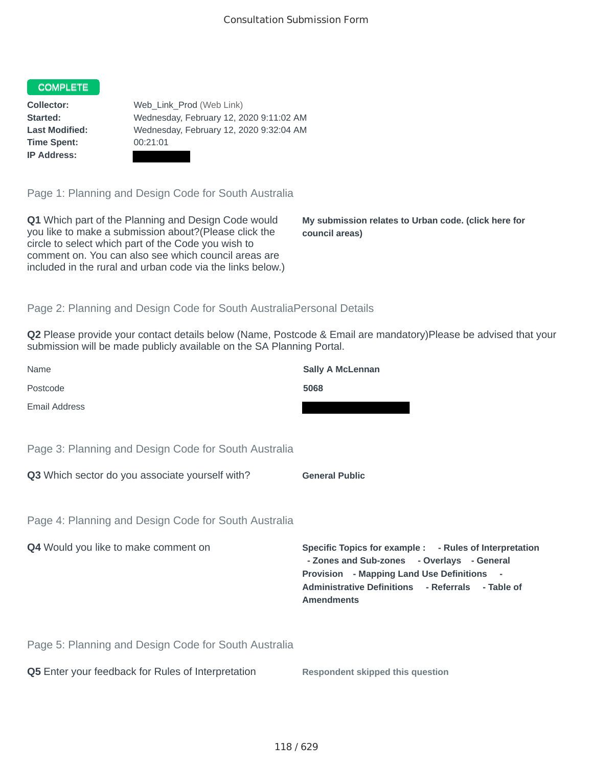Consultation Submission Form

**COMPLETE**

**Collector:** Web_Link_Prod (Web Link)
**Started:** Wednesday, February 12, 2020 9:11:02 AM
**Last Modified:** Wednesday, February 12, 2020 9:32:04 AM
**Time Spent:** 00:21:01
**IP Address:**

## Page 1: Planning and Design Code for South Australia

**Q1** Which part of the Planning and Design Code would you like to make a submission about?(Please click the circle to select which part of the Code you wish to comment on. You can also see which council areas are included in the rural and urban code via the links below.)

**My submission relates to Urban code. (click here for council areas)**

## Page 2: Planning and Design Code for South AustraliaPersonal Details

**Q2** Please provide your contact details below (Name, Postcode & Email are mandatory)Please be advised that your submission will be made publicly available on the SA Planning Portal.

Name: **Sally A McLennan**

Postcode: **5068**

Email Address:

## Page 3: Planning and Design Code for South Australia

**Q3** Which sector do you associate yourself with?

**General Public**

## Page 4: Planning and Design Code for South Australia

**Q4** Would you like to make comment on

**Specific Topics for example : - Rules of Interpretation - Zones and Sub-zones - Overlays - General Provision - Mapping Land Use Definitions - Administrative Definitions - Referrals - Table of Amendments**

## Page 5: Planning and Design Code for South Australia

**Q5** Enter your feedback for Rules of Interpretation

**Respondent skipped this question**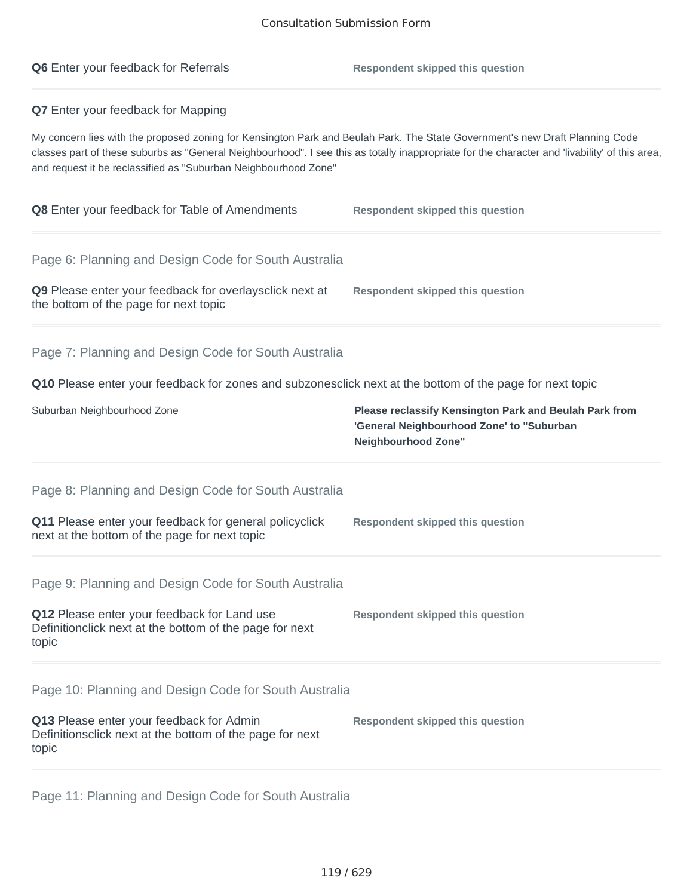**Q6** Enter your feedback for Referrals

**Respondent skipped this question**

**Q7** Enter your feedback for Mapping

My concern lies with the proposed zoning for Kensington Park and Beulah Park. The State Government's new Draft Planning Code classes part of these suburbs as "General Neighbourhood". I see this as totally inappropriate for the character and 'livability' of this area, and request it be reclassified as "Suburban Neighbourhood Zone"

**Q8** Enter your feedback for Table of Amendments

**Respondent skipped this question**

## Page 6: Planning and Design Code for South Australia

**Q9** Please enter your feedback for overlaysclick next at the bottom of the page for next topic

**Respondent skipped this question**

## Page 7: Planning and Design Code for South Australia

**Q10** Please enter your feedback for zones and subzonesclick next at the bottom of the page for next topic

| Suburban Neighbourhood Zone | **Please reclassify Kensington Park and Beulah Park from 'General Neighbourhood Zone' to "Suburban Neighbourhood Zone"** |
|---|---|

## Page 8: Planning and Design Code for South Australia

**Q11** Please enter your feedback for general policyclick next at the bottom of the page for next topic

**Respondent skipped this question**

## Page 9: Planning and Design Code for South Australia

**Q12** Please enter your feedback for Land use Definitionclick next at the bottom of the page for next topic

**Respondent skipped this question**

## Page 10: Planning and Design Code for South Australia

**Q13** Please enter your feedback for Admin Definitionsclick next at the bottom of the page for next topic

**Respondent skipped this question**

## Page 11: Planning and Design Code for South Australia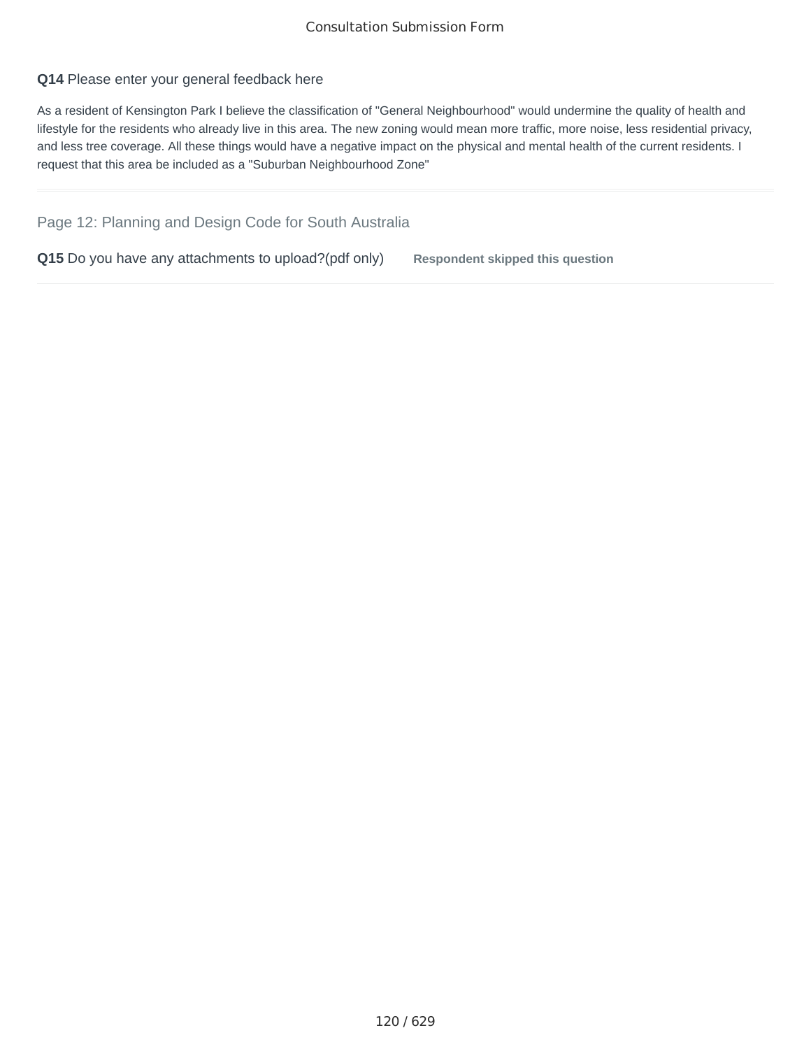**Q14** Please enter your general feedback here

As a resident of Kensington Park I believe the classification of "General Neighbourhood" would undermine the quality of health and lifestyle for the residents who already live in this area. The new zoning would mean more traffic, more noise, less residential privacy, and less tree coverage. All these things would have a negative impact on the physical and mental health of the current residents. I request that this area be included as a "Suburban Neighbourhood Zone"

## Page 12: Planning and Design Code for South Australia

**Q15** Do you have any attachments to upload?(pdf only) **Respondent skipped this question**